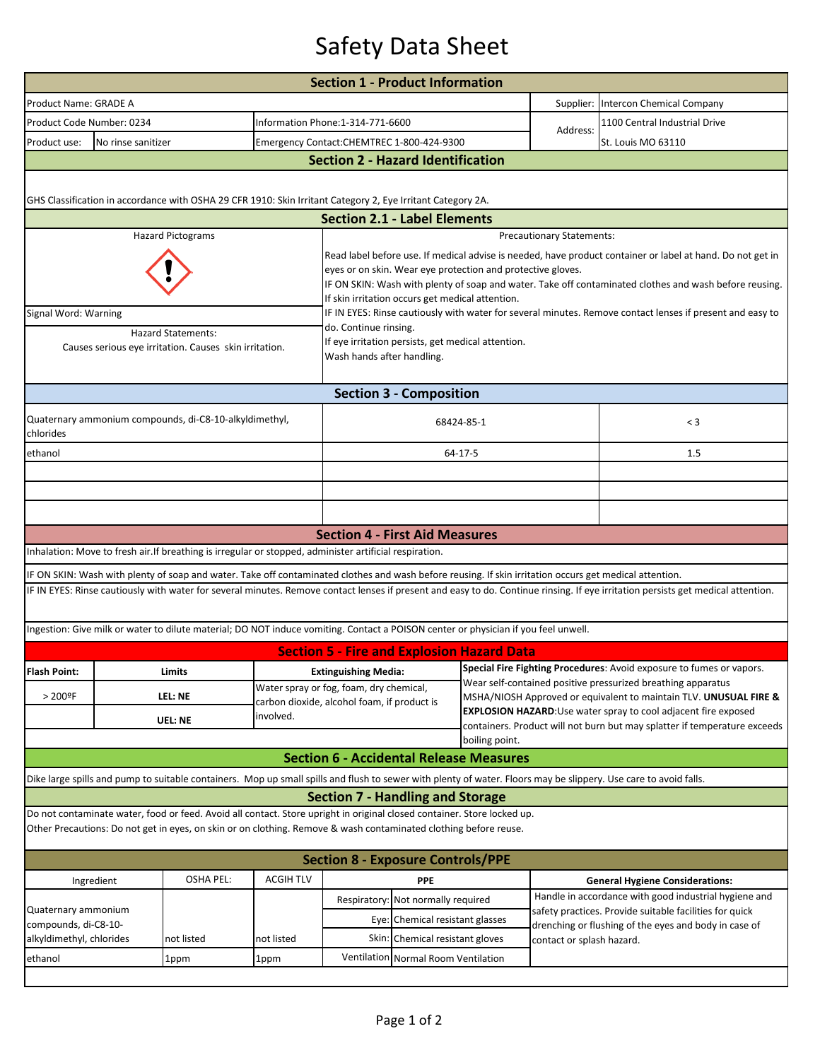# Safety Data Sheet

## Section 1 - Product Information

| | | | |
|---|---|---|---|
| Product Name: GRADE A | | Supplier: | Intercon Chemical Company |
| Product Code Number: 0234 | Information Phone:1-314-771-6600 | Address: | 1100 Central Industrial Drive |
| Product use: No rinse sanitizer | Emergency Contact:CHEMTREC 1-800-424-9300 | | St. Louis MO 63110 |

## Section 2 - Hazard Identification

GHS Classification in accordance with OSHA 29 CFR 1910: Skin Irritant Category 2, Eye Irritant Category 2A.

## Section 2.1 - Label Elements

**Hazard Pictograms**

**Signal Word:** Warning

**Hazard Statements:**
Causes serious eye irritation. Causes skin irritation.

**Precautionary Statements:**

Read label before use. If medical advise is needed, have product container or label at hand. Do not get in eyes or on skin. Wear eye protection and protective gloves.
IF ON SKIN: Wash with plenty of soap and water. Take off contaminated clothes and wash before reusing. If skin irritation occurs get medical attention.
IF IN EYES: Rinse cautiously with water for several minutes. Remove contact lenses if present and easy to do. Continue rinsing.
If eye irritation persists, get medical attention.
Wash hands after handling.

## Section 3 - Composition

| | | |
|---|---|---|
| Quaternary ammonium compounds, di-C8-10-alkyldimethyl, chlorides | 68424-85-1 | < 3 |
| ethanol | 64-17-5 | 1.5 |

## Section 4 - First Aid Measures

Inhalation: Move to fresh air.If breathing is irregular or stopped, administer artificial respiration.

IF ON SKIN: Wash with plenty of soap and water. Take off contaminated clothes and wash before reusing. If skin irritation occurs get medical attention.

IF IN EYES: Rinse cautiously with water for several minutes. Remove contact lenses if present and easy to do. Continue rinsing. If eye irritation persists get medical attention.

Ingestion: Give milk or water to dilute material; DO NOT induce vomiting. Contact a POISON center or physician if you feel unwell.

## Section 5 - Fire and Explosion Hazard Data

| Flash Point: | Limits | Extinguishing Media: |
|---|---|---|
| > 200ºF | **LEL: NE** | Water spray or fog, foam, dry chemical, carbon dioxide, alcohol foam, if product is involved. |
| | **UEL: NE** | |

**Special Fire Fighting Procedures**: Avoid exposure to fumes or vapors. Wear self-contained positive pressurized breathing apparatus MSHA/NIOSH Approved or equivalent to maintain TLV. **UNUSUAL FIRE & EXPLOSION HAZARD**:Use water spray to cool adjacent fire exposed containers. Product will not burn but may splatter if temperature exceeds boiling point.

## Section 6 - Accidental Release Measures

Dike large spills and pump to suitable containers. Mop up small spills and flush to sewer with plenty of water. Floors may be slippery. Use care to avoid falls.

## Section 7 - Handling and Storage

Do not contaminate water, food or feed. Avoid all contact. Store upright in original closed container. Store locked up.
Other Precautions: Do not get in eyes, on skin or on clothing. Remove & wash contaminated clothing before reuse.

## Section 8 - Exposure Controls/PPE

| Ingredient | OSHA PEL: | ACGIH TLV |
|---|---|---|
| Quaternary ammonium compounds, di-C8-10-alkyldimethyl, chlorides | not listed | not listed |
| ethanol | 1ppm | 1ppm |

| PPE | |
|---|---|
| Respiratory: | Not normally required |
| Eye: | Chemical resistant glasses |
| Skin: | Chemical resistant gloves |
| Ventilation | Normal Room Ventilation |

**General Hygiene Considerations:**
Handle in accordance with good industrial hygiene and safety practices. Provide suitable facilities for quick drenching or flushing of the eyes and body in case of contact or splash hazard.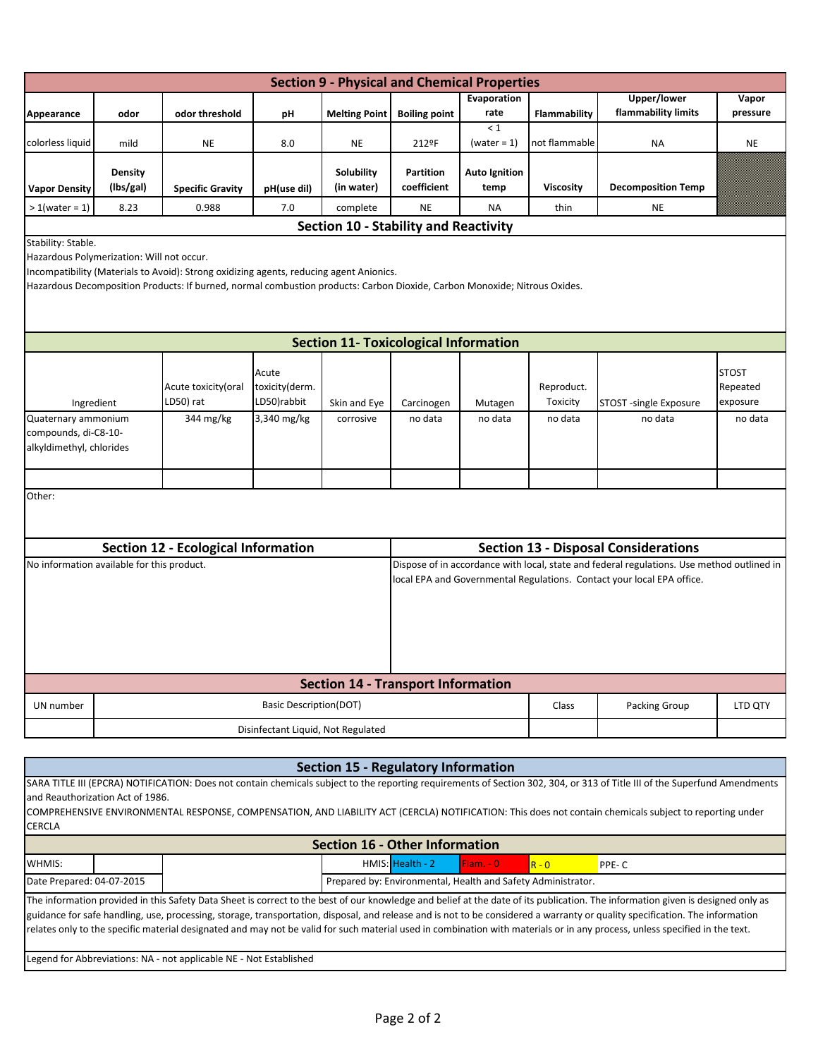## Section 9 - Physical and Chemical Properties

| Appearance | odor | odor threshold | pH | Melting Point | Boiling point | Evaporation rate | Flammability | Upper/lower flammability limits | Vapor pressure |
|---|---|---|---|---|---|---|---|---|---|
| colorless liquid | mild | NE | 8.0 | NE | 212ºF | < 1 (water = 1) | not flammable | NA | NE |
| **Vapor Density** | **Density (lbs/gal)** | **Specific Gravity** | **pH(use dil)** | **Solubility (in water)** | **Partition coefficient** | **Auto Ignition temp** | **Viscosity** | **Decomposition Temp** | |
| > 1(water = 1) | 8.23 | 0.988 | 7.0 | complete | NE | NA | thin | NE | |

## Section 10 - Stability and Reactivity

Stability: Stable.

Hazardous Polymerization: Will not occur.

Incompatibility (Materials to Avoid): Strong oxidizing agents, reducing agent Anionics.

Hazardous Decomposition Products: If burned, normal combustion products: Carbon Dioxide, Carbon Monoxide; Nitrous Oxides.

## Section 11- Toxicological Information

| Ingredient | Acute toxicity(oral LD50) rat | Acute toxicity(derm. LD50)rabbit | Skin and Eye | Carcinogen | Mutagen | Reproduct. Toxicity | STOST -single Exposure | STOST Repeated exposure |
|---|---|---|---|---|---|---|---|---|
| Quaternary ammonium compounds, di-C8-10-alkyldimethyl, chlorides | 344 mg/kg | 3,340 mg/kg | corrosive | no data | no data | no data | no data | no data |
| | | | | | | | | |

Other:

## Section 12 - Ecological Information

No information available for this product.

## Section 13 - Disposal Considerations

Dispose of in accordance with local, state and federal regulations. Use method outlined in local EPA and Governmental Regulations. Contact your local EPA office.

## Section 14 - Transport Information

| UN number | Basic Description(DOT) | Class | Packing Group | LTD QTY |
|---|---|---|---|---|
| | Disinfectant Liquid, Not Regulated | | | |

## Section 15 - Regulatory Information

SARA TITLE III (EPCRA) NOTIFICATION: Does not contain chemicals subject to the reporting requirements of Section 302, 304, or 313 of Title III of the Superfund Amendments and Reauthorization Act of 1986.

COMPREHENSIVE ENVIRONMENTAL RESPONSE, COMPENSATION, AND LIABILITY ACT (CERCLA) NOTIFICATION: This does not contain chemicals subject to reporting under CERCLA

## Section 16 - Other Information

| | | | | | | | |
|---|---|---|---|---|---|---|---|
| WHMIS: | | | HMIS: | Health - 2 | Flam. - 0 | R - 0 | PPE- C |
| Date Prepared: 04-07-2015 | | | Prepared by: Environmental, Health and Safety Administrator. | | | | |

The information provided in this Safety Data Sheet is correct to the best of our knowledge and belief at the date of its publication. The information given is designed only as guidance for safe handling, use, processing, storage, transportation, disposal, and release and is not to be considered a warranty or quality specification. The information relates only to the specific material designated and may not be valid for such material used in combination with materials or in any process, unless specified in the text.

Legend for Abbreviations: NA - not applicable NE - Not Established